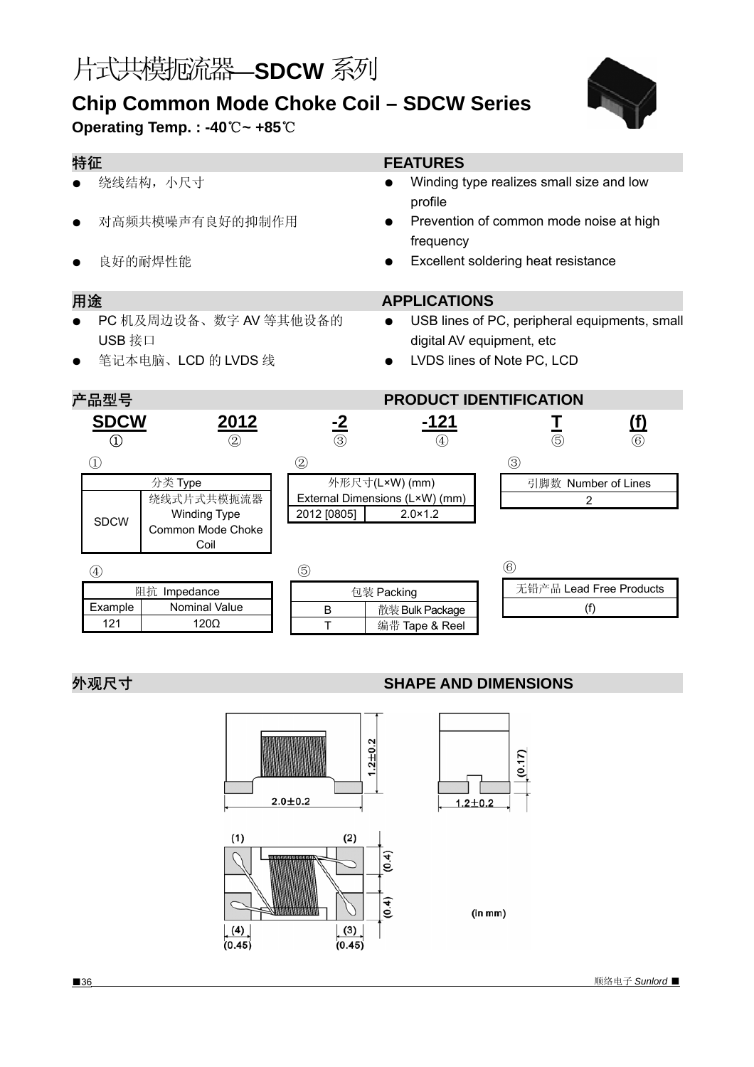# 片式共模扼流器—SDCW 系列

## Chip Common Mode Choke Coil – SDCW Series

**Operating Temp. : -40℃~ +85℃**

## 特征 / FEATURES

- 绕线结构，小尺寸
- 对高频共模噪声有良好的抑制作用
- 良好的耐焊性能

- Winding type realizes small size and low profile
- Prevention of common mode noise at high frequency
- Excellent soldering heat resistance

## 用途 / APPLICATIONS

- PC 机及周边设备、数字 AV 等其他设备的 USB 接口
- 笔记本电脑、LCD 的 LVDS 线

- USB lines of PC, peripheral equipments, small digital AV equipment, etc
- LVDS lines of Note PC, LCD

## 产品型号 / PRODUCT IDENTIFICATION

| SDCW | 2012 | -2 | -121 | T | (f) |
|---|---|---|---|---|---|
| ① | ② | ③ | ④ | ⑤ | ⑥ |

①

| 分类 Type | |
|---|---|
| SDCW | 绕线式片式共模扼流器 Winding Type Common Mode Choke Coil |

②

| 外形尺寸(L×W) (mm) External Dimensions (L×W) (mm) | |
|---|---|
| 2012 [0805] | 2.0×1.2 |

③

| 引脚数 Number of Lines |
|---|
| 2 |

④

| 阻抗 Impedance | |
|---|---|
| Example | Nominal Value |
| 121 | 120Ω |

⑤

| 包装 Packing | |
|---|---|
| B | 散装 Bulk Package |
| T | 编带 Tape & Reel |

⑥

| 无铅产品 Lead Free Products |
|---|
| (f) |

## 外观尺寸 / SHAPE AND DIMENSIONS

2.0±0.2

1.2±0.2

1.2±0.2

(0.17)

(1) (2) (3) (4)

(0.4) (0.4)

(0.45) (0.45)

(in mm)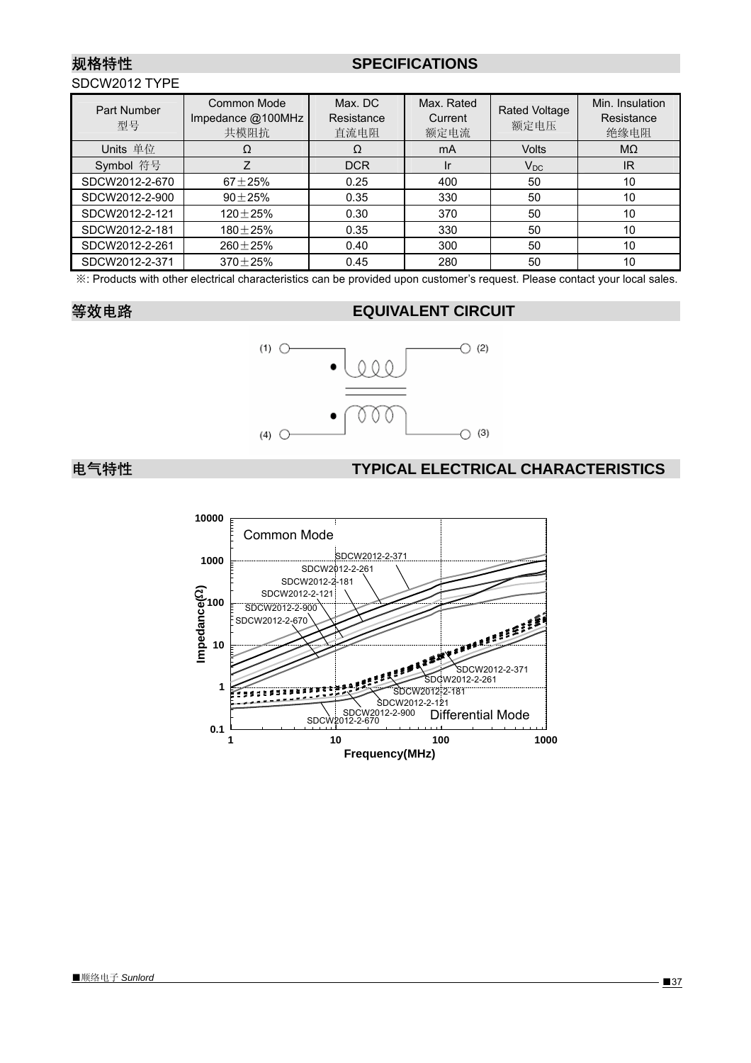## 规格特性 SPECIFICATIONS

SDCW2012 TYPE

| Part Number 型号 | Common Mode Impedance @100MHz 共模阻抗 | Max. DC Resistance 直流电阻 | Max. Rated Current 额定电流 | Rated Voltage 额定电压 | Min. Insulation Resistance 绝缘电阻 |
|---|---|---|---|---|---|
| Units 单位 | Ω | Ω | mA | Volts | MΩ |
| Symbol 符号 | Z | DCR | Ir | $V_{DC}$ | IR |
| SDCW2012-2-670 | 67±25% | 0.25 | 400 | 50 | 10 |
| SDCW2012-2-900 | 90±25% | 0.35 | 330 | 50 | 10 |
| SDCW2012-2-121 | 120±25% | 0.30 | 370 | 50 | 10 |
| SDCW2012-2-181 | 180±25% | 0.35 | 330 | 50 | 10 |
| SDCW2012-2-261 | 260±25% | 0.40 | 300 | 50 | 10 |
| SDCW2012-2-371 | 370±25% | 0.45 | 280 | 50 | 10 |

※: Products with other electrical characteristics can be provided upon customer's request. Please contact your local sales.

## 等效电路 EQUIVALENT CIRCUIT

(1) (2)
(4) (3)

## 电气特性 TYPICAL ELECTRICAL CHARACTERISTICS

Common Mode
SDCW2012-2-371
SDCW2012-2-261
SDCW2012-2-181
SDCW2012-2-121
SDCW2012-2-900
SDCW2012-2-670

Differential Mode
SDCW2012-2-371
SDCW2012-2-261
SDCW2012-2-181
SDCW2012-2-121
SDCW2012-2-900
SDCW2012-2-670

Impedance(Ω)
10000
1000
100
10
1
0.1

Frequency(MHz)
1
10
100
1000